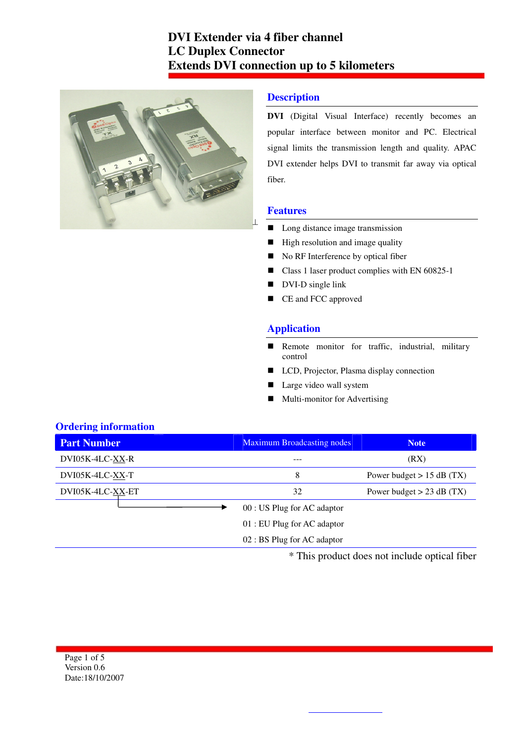# DVI Extender via 4 fiber channel
# LC Duplex Connector
# Extends DVI connection up to 5 kilometers

## Description

**DVI** (Digital Visual Interface) recently becomes an popular interface between monitor and PC. Electrical signal limits the transmission length and quality. APAC DVI extender helps DVI to transmit far away via optical fiber.

## Features

- Long distance image transmission
- High resolution and image quality
- No RF Interference by optical fiber
- Class 1 laser product complies with EN 60825-1
- DVI-D single link
- CE and FCC approved

## Application

- Remote monitor for traffic, industrial, military control
- LCD, Projector, Plasma display connection
- Large video wall system
- Multi-monitor for Advertising

## Ordering information

| Part Number | Maximum Broadcasting nodes | Note |
|---|---|---|
| DVI05K-4LC-XX-R | --- | (RX) |
| DVI05K-4LC-XX-T | 8 | Power budget > 15 dB (TX) |
| DVI05K-4LC-XX-ET | 32 | Power budget > 23 dB (TX) |

XX:

00 : US Plug for AC adaptor

01 : EU Plug for AC adaptor

02 : BS Plug for AC adaptor

* This product does not include optical fiber

Version 0.6

Date:18/10/2007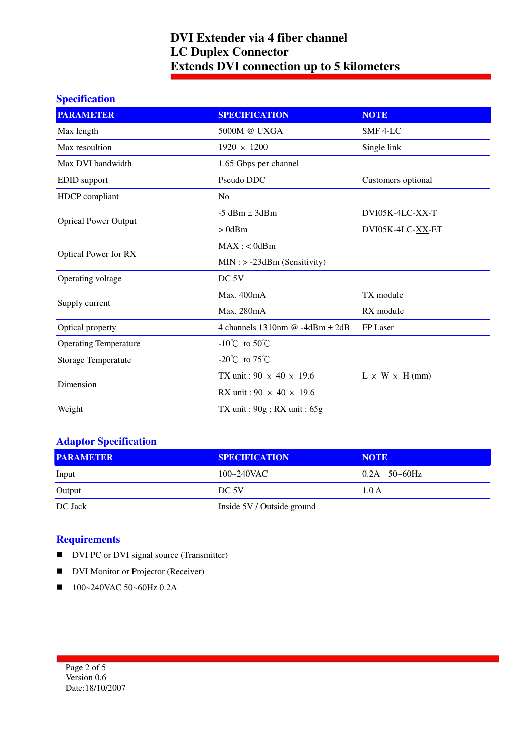# DVI Extender via 4 fiber channel
# LC Duplex Connector
# Extends DVI connection up to 5 kilometers

## Specification

| PARAMETER | SPECIFICATION | NOTE |
|---|---|---|
| Max length | 5000M @ UXGA | SMF 4-LC |
| Max resoultion | 1920 × 1200 | Single link |
| Max DVI bandwidth | 1.65 Gbps per channel | |
| EDID support | Pseudo DDC | Customers optional |
| HDCP compliant | No | |
| Oprical Power Output | -5 dBm ± 3dBm | DVI05K-4LC-XX-T |
| | > 0dBm | DVI05K-4LC-XX-ET |
| Optical Power for RX | MAX : < 0dBm | |
| | MIN : > -23dBm (Sensitivity) | |
| Operating voltage | DC 5V | |
| Supply current | Max. 400mA | TX module |
| | Max. 280mA | RX module |
| Optical property | 4 channels 1310nm @ -4dBm ± 2dB | FP Laser |
| Operating Temperature | -10℃ to 50℃ | |
| Storage Temperatute | -20℃ to 75℃ | |
| Dimension | TX unit : 90 × 40 × 19.6 | L × W × H (mm) |
| | RX unit : 90 × 40 × 19.6 | |
| Weight | TX unit : 90g ; RX unit : 65g | |

## Adaptor Specification

| PARAMETER | SPECIFICATION | NOTE |
|---|---|---|
| Input | 100~240VAC | 0.2A 50~60Hz |
| Output | DC 5V | 1.0 A |
| DC Jack | Inside 5V / Outside ground | |

## Requirements

- DVI PC or DVI signal source (Transmitter)
- DVI Monitor or Projector (Receiver)
- 100~240VAC 50~60Hz 0.2A

Version 0.6
Date:18/10/2007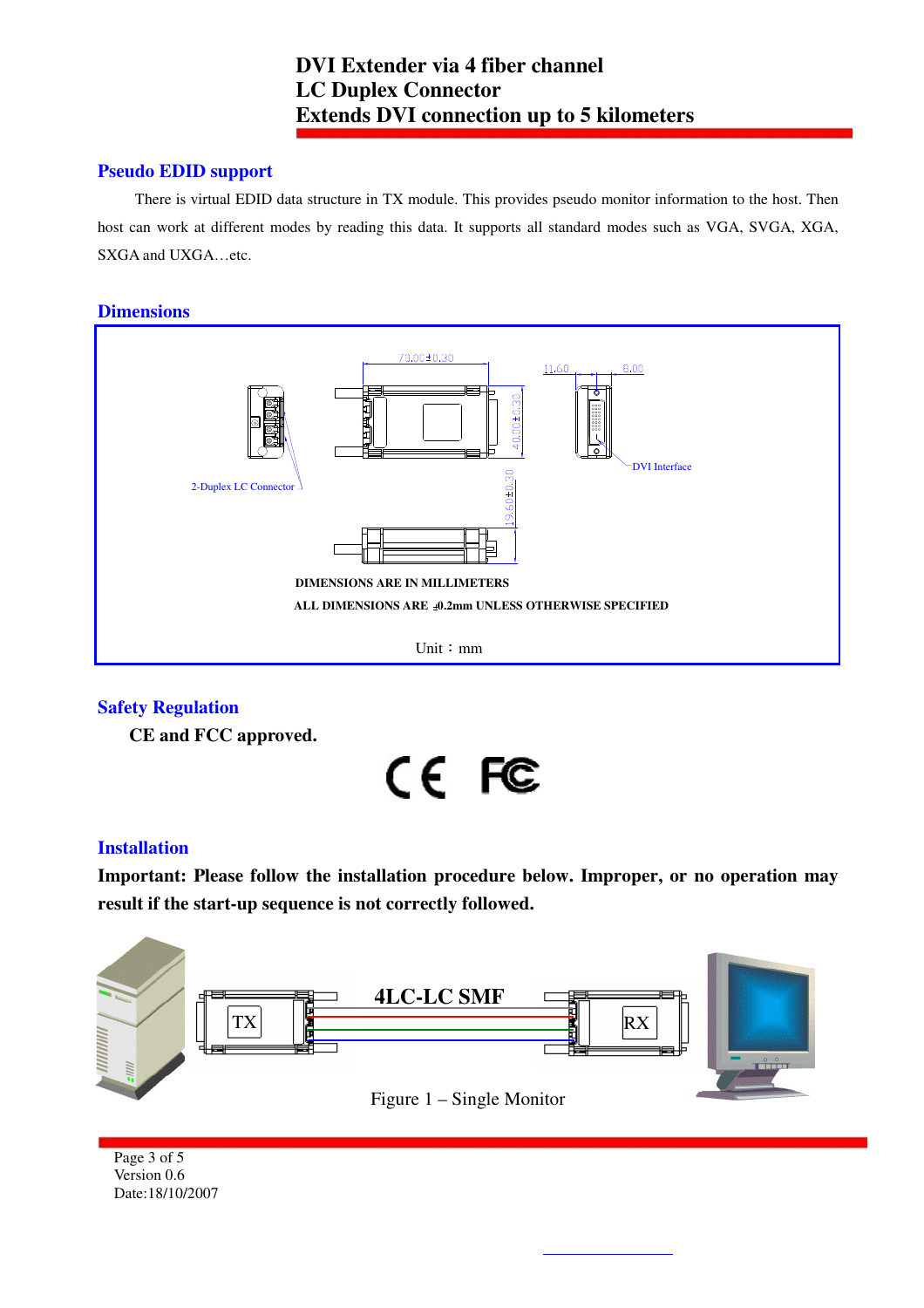# DVI Extender via 4 fiber channel
# LC Duplex Connector
# Extends DVI connection up to 5 kilometers

## Pseudo EDID support

There is virtual EDID data structure in TX module. This provides pseudo monitor information to the host. Then host can work at different modes by reading this data. It supports all standard modes such as VGA, SVGA, XGA, SXGA and UXGA…etc.

## Dimensions

70.00±0.30

11.60

8.00

40.00±0.30

2-Duplex LC Connector

DVI Interface

19.60±0.30

DIMENSIONS ARE IN MILLIMETERS

ALL DIMENSIONS ARE ±0.2mm UNLESS OTHERWISE SPECIFIED

Unit：mm

## Safety Regulation

**CE and FCC approved.**

## Installation

**Important: Please follow the installation procedure below. Improper, or no operation may result if the start-up sequence is not correctly followed.**

4LC-LC SMF

TX

RX

Figure 1 – Single Monitor

Version 0.6

Date:18/10/2007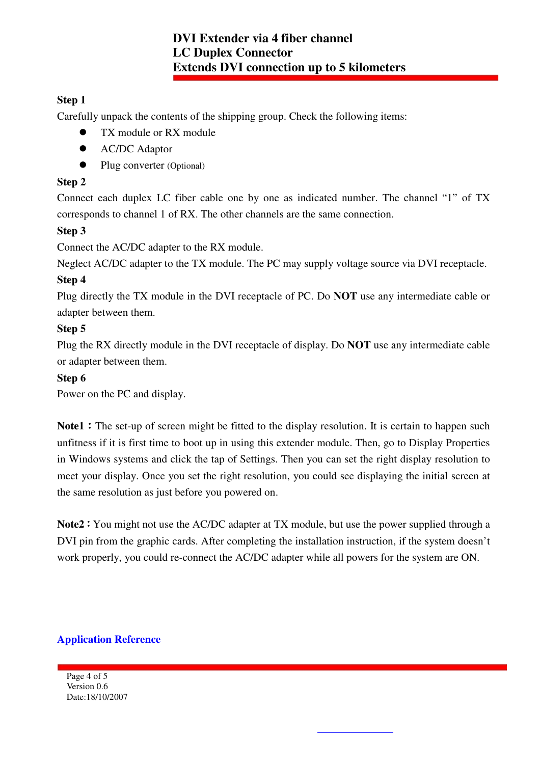**Step 1**

Carefully unpack the contents of the shipping group. Check the following items:

- TX module or RX module
- AC/DC Adaptor
- Plug converter (Optional)

**Step 2**

Connect each duplex LC fiber cable one by one as indicated number. The channel "1" of TX corresponds to channel 1 of RX. The other channels are the same connection.

**Step 3**

Connect the AC/DC adapter to the RX module.

Neglect AC/DC adapter to the TX module. The PC may supply voltage source via DVI receptacle.

**Step 4**

Plug directly the TX module in the DVI receptacle of PC. Do **NOT** use any intermediate cable or adapter between them.

**Step 5**

Plug the RX directly module in the DVI receptacle of display. Do **NOT** use any intermediate cable or adapter between them.

**Step 6**

Power on the PC and display.

**Note1：**The set-up of screen might be fitted to the display resolution. It is certain to happen such unfitness if it is first time to boot up in using this extender module. Then, go to Display Properties in Windows systems and click the tap of Settings. Then you can set the right display resolution to meet your display. Once you set the right resolution, you could see displaying the initial screen at the same resolution as just before you powered on.

**Note2：**You might not use the AC/DC adapter at TX module, but use the power supplied through a DVI pin from the graphic cards. After completing the installation instruction, if the system doesn't work properly, you could re-connect the AC/DC adapter while all powers for the system are ON.

**Application Reference**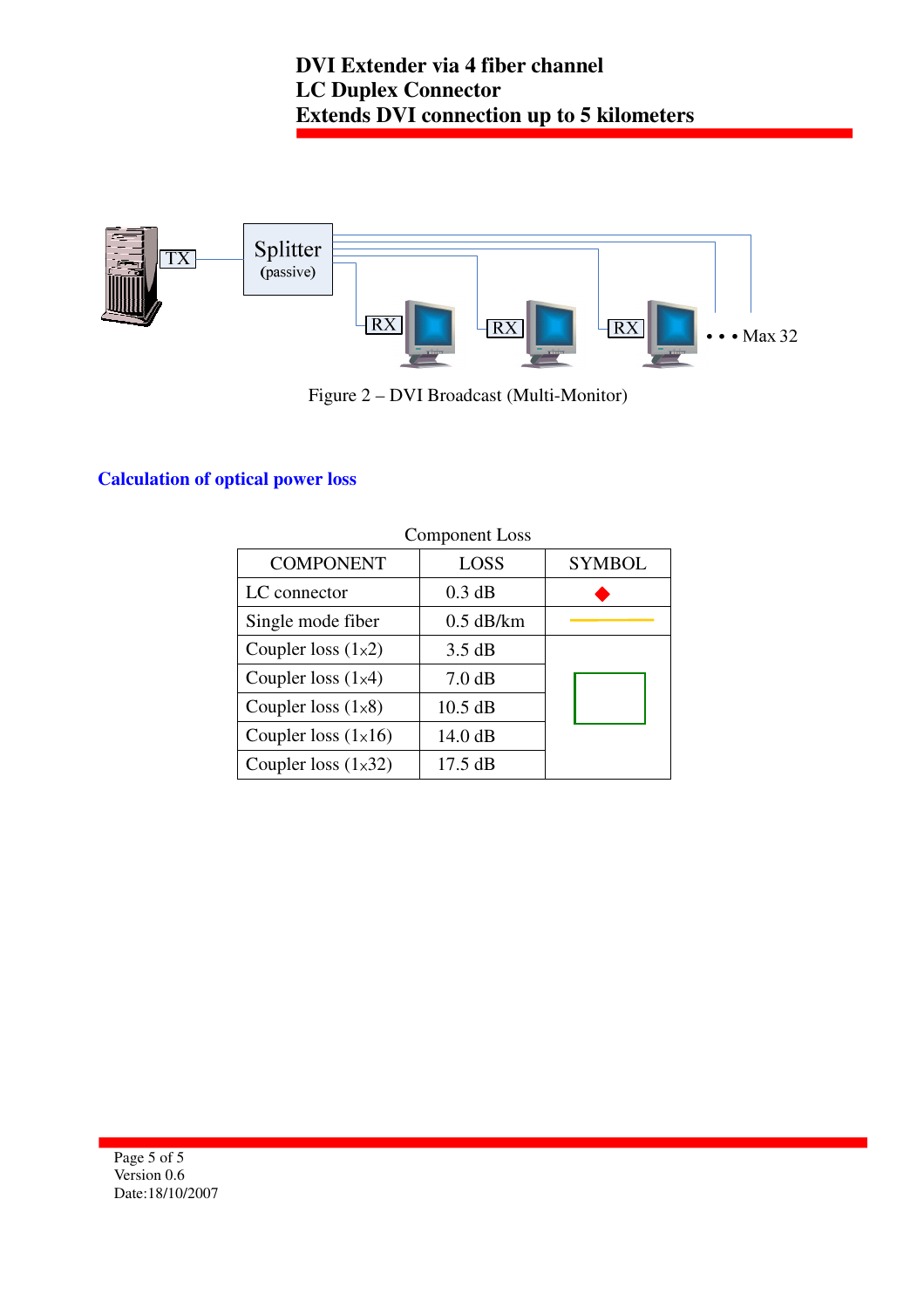TX

Splitter
(passive)

RX

RX

RX

• • • Max 32

Figure 2 – DVI Broadcast (Multi-Monitor)

## Calculation of optical power loss

Component Loss

| COMPONENT | LOSS | SYMBOL |
| --- | --- | --- |
| LC connector | 0.3 dB | |
| Single mode fiber | 0.5 dB/km | |
| Coupler loss (1×2) | 3.5 dB | |
| Coupler loss (1×4) | 7.0 dB | |
| Coupler loss (1×8) | 10.5 dB | |
| Coupler loss (1×16) | 14.0 dB | |
| Coupler loss (1×32) | 17.5 dB | |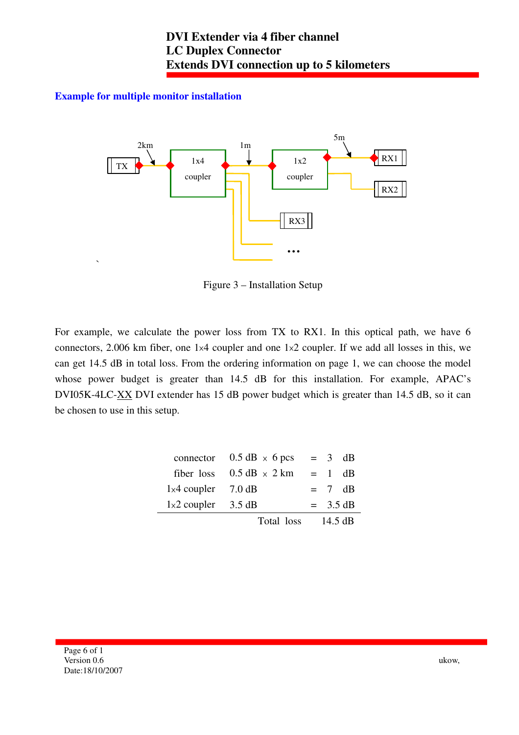**Example for multiple monitor installation**

2km
1m
5m
TX
1x4
coupler
1x2
coupler
RX1
RX2
RX3
…

Figure 3 – Installation Setup

For example, we calculate the power loss from TX to RX1. In this optical path, we have 6 connectors, 2.006 km fiber, one 1x4 coupler and one 1x2 coupler. If we add all losses in this, we can get 14.5 dB in total loss. From the ordering information on page 1, we can choose the model whose power budget is greater than 14.5 dB for this installation. For example, APAC's DVI05K-4LC-XX DVI extender has 15 dB power budget which is greater than 14.5 dB, so it can be chosen to use in this setup.

| | | | |
|---|---|---|---|
| connector | 0.5 dB × 6 pcs | = | 3 dB |
| fiber loss | 0.5 dB × 2 km | = | 1 dB |
| 1x4 coupler | 7.0 dB | = | 7 dB |
| 1x2 coupler | 3.5 dB | = | 3.5 dB |
| | Total loss | | 14.5 dB |